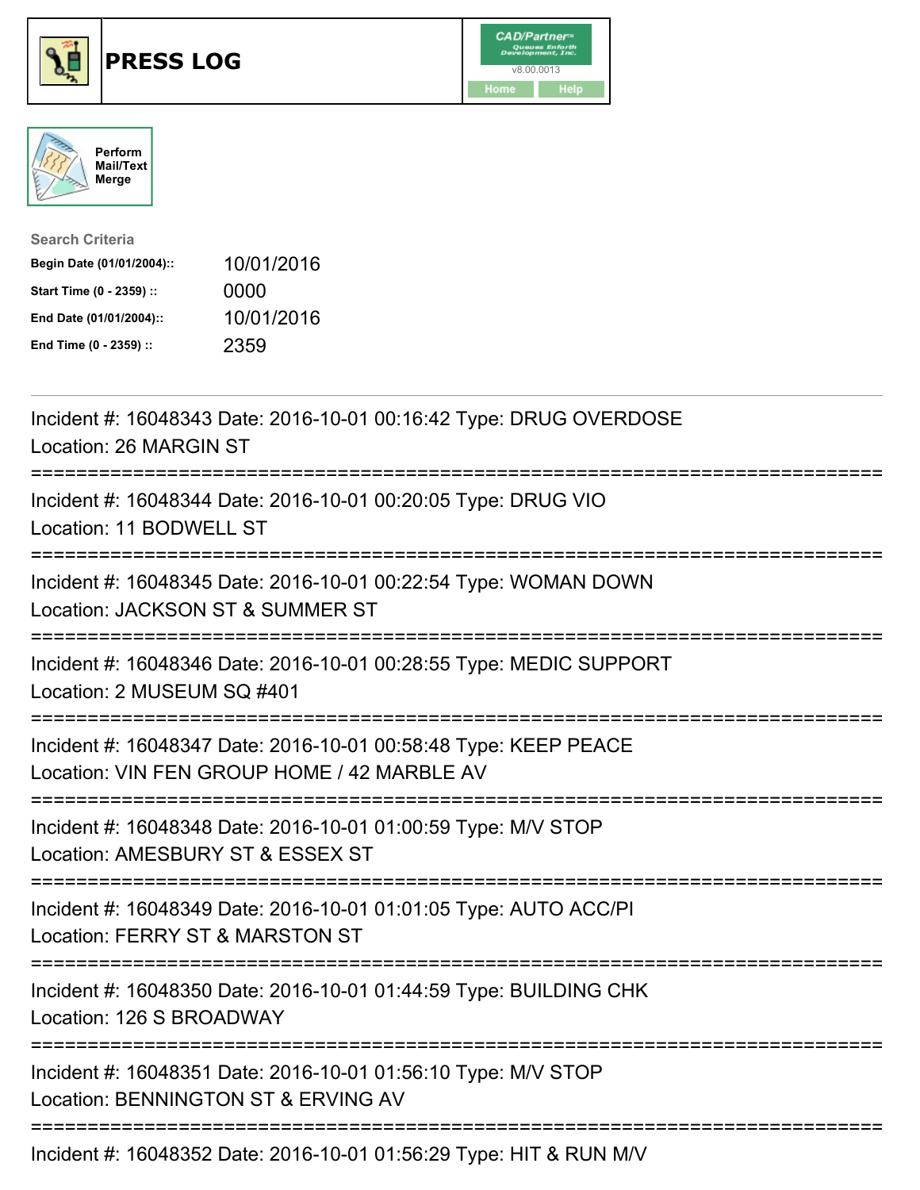# PRESS LOG

CAD/Partner
v8.00.0013
Home Help

Perform Mail/Text Merge

**Search Criteria**

| | |
|---|---|
| **Begin Date (01/01/2004)::** | 10/01/2016 |
| **Start Time (0 - 2359) ::** | 0000 |
| **End Date (01/01/2004)::** | 10/01/2016 |
| **End Time (0 - 2359) ::** | 2359 |

---

Incident #: 16048343 Date: 2016-10-01 00:16:42 Type: DRUG OVERDOSE
Location: 26 MARGIN ST

===========================================================================

Incident #: 16048344 Date: 2016-10-01 00:20:05 Type: DRUG VIO
Location: 11 BODWELL ST

===========================================================================

Incident #: 16048345 Date: 2016-10-01 00:22:54 Type: WOMAN DOWN
Location: JACKSON ST & SUMMER ST

===========================================================================

Incident #: 16048346 Date: 2016-10-01 00:28:55 Type: MEDIC SUPPORT
Location: 2 MUSEUM SQ #401

===========================================================================

Incident #: 16048347 Date: 2016-10-01 00:58:48 Type: KEEP PEACE
Location: VIN FEN GROUP HOME / 42 MARBLE AV

===========================================================================

Incident #: 16048348 Date: 2016-10-01 01:00:59 Type: M/V STOP
Location: AMESBURY ST & ESSEX ST

===========================================================================

Incident #: 16048349 Date: 2016-10-01 01:01:05 Type: AUTO ACC/PI
Location: FERRY ST & MARSTON ST

===========================================================================

Incident #: 16048350 Date: 2016-10-01 01:44:59 Type: BUILDING CHK
Location: 126 S BROADWAY

===========================================================================

Incident #: 16048351 Date: 2016-10-01 01:56:10 Type: M/V STOP
Location: BENNINGTON ST & ERVING AV

===========================================================================

Incident #: 16048352 Date: 2016-10-01 01:56:29 Type: HIT & RUN M/V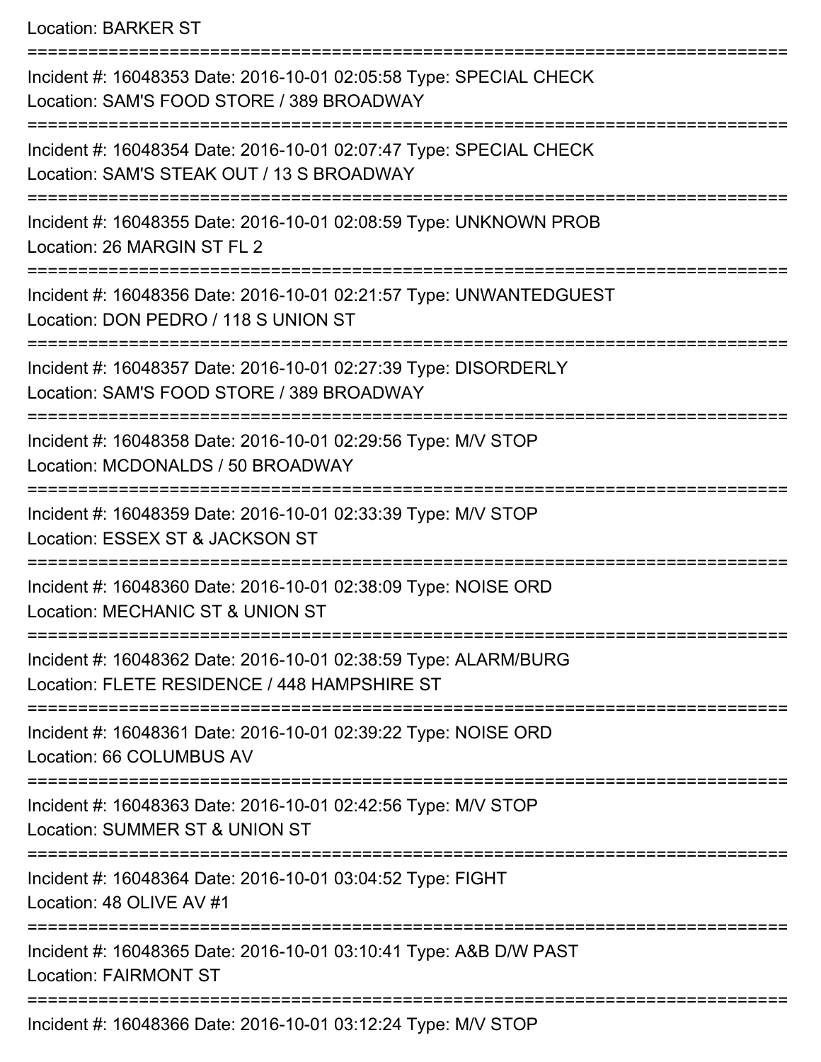Location: BARKER ST

===========================================================================

Incident #: 16048353 Date: 2016-10-01 02:05:58 Type: SPECIAL CHECK
Location: SAM'S FOOD STORE / 389 BROADWAY

===========================================================================

Incident #: 16048354 Date: 2016-10-01 02:07:47 Type: SPECIAL CHECK
Location: SAM'S STEAK OUT / 13 S BROADWAY

===========================================================================

Incident #: 16048355 Date: 2016-10-01 02:08:59 Type: UNKNOWN PROB
Location: 26 MARGIN ST FL 2

===========================================================================

Incident #: 16048356 Date: 2016-10-01 02:21:57 Type: UNWANTEDGUEST
Location: DON PEDRO / 118 S UNION ST

===========================================================================

Incident #: 16048357 Date: 2016-10-01 02:27:39 Type: DISORDERLY
Location: SAM'S FOOD STORE / 389 BROADWAY

===========================================================================

Incident #: 16048358 Date: 2016-10-01 02:29:56 Type: M/V STOP
Location: MCDONALDS / 50 BROADWAY

===========================================================================

Incident #: 16048359 Date: 2016-10-01 02:33:39 Type: M/V STOP
Location: ESSEX ST & JACKSON ST

===========================================================================

Incident #: 16048360 Date: 2016-10-01 02:38:09 Type: NOISE ORD
Location: MECHANIC ST & UNION ST

===========================================================================

Incident #: 16048362 Date: 2016-10-01 02:38:59 Type: ALARM/BURG
Location: FLETE RESIDENCE / 448 HAMPSHIRE ST

===========================================================================

Incident #: 16048361 Date: 2016-10-01 02:39:22 Type: NOISE ORD
Location: 66 COLUMBUS AV

===========================================================================

Incident #: 16048363 Date: 2016-10-01 02:42:56 Type: M/V STOP
Location: SUMMER ST & UNION ST

===========================================================================

Incident #: 16048364 Date: 2016-10-01 03:04:52 Type: FIGHT
Location: 48 OLIVE AV #1

===========================================================================

Incident #: 16048365 Date: 2016-10-01 03:10:41 Type: A&B D/W PAST
Location: FAIRMONT ST

===========================================================================

Incident #: 16048366 Date: 2016-10-01 03:12:24 Type: M/V STOP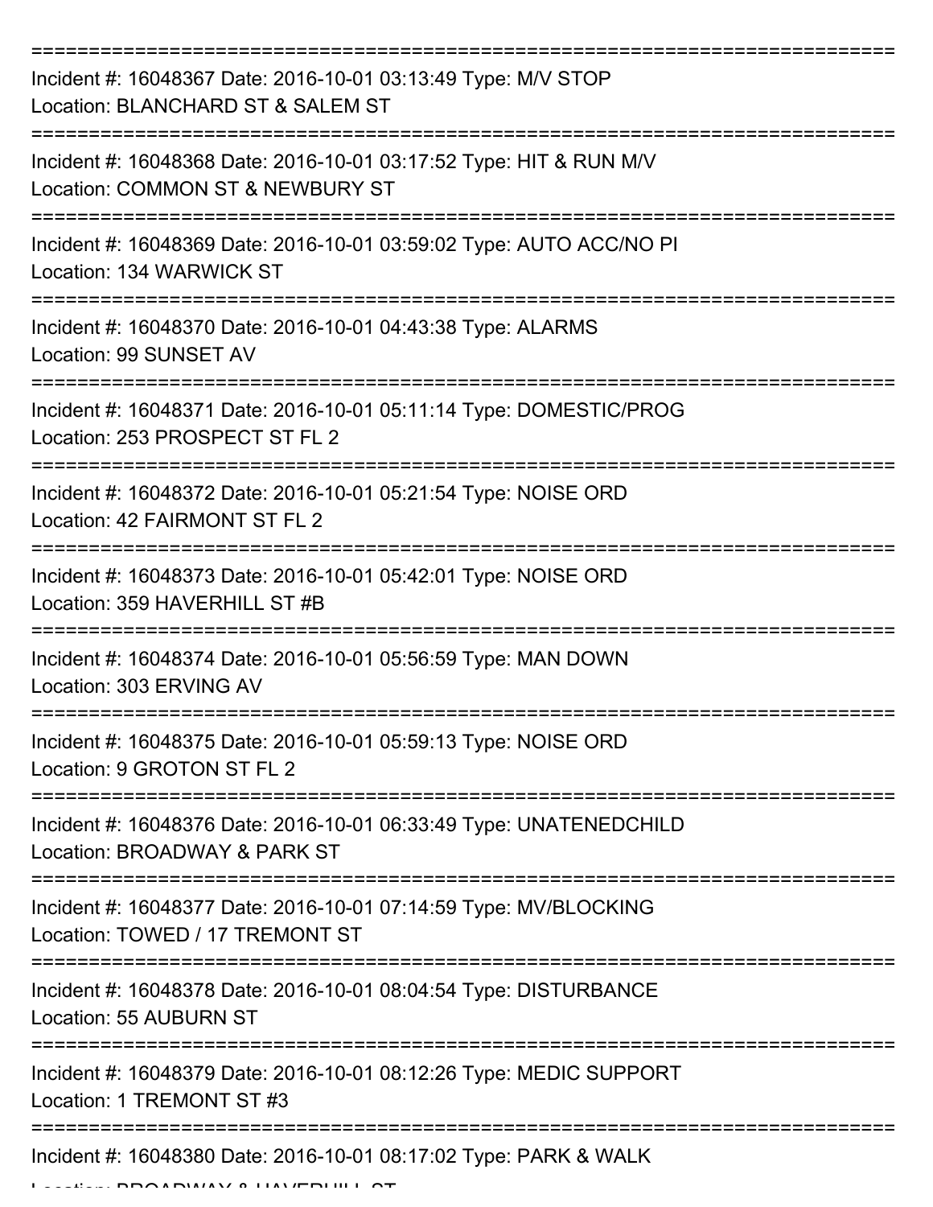===========================================================================

Incident #: 16048367 Date: 2016-10-01 03:13:49 Type: M/V STOP
Location: BLANCHARD ST & SALEM ST

===========================================================================

Incident #: 16048368 Date: 2016-10-01 03:17:52 Type: HIT & RUN M/V
Location: COMMON ST & NEWBURY ST

===========================================================================

Incident #: 16048369 Date: 2016-10-01 03:59:02 Type: AUTO ACC/NO PI
Location: 134 WARWICK ST

===========================================================================

Incident #: 16048370 Date: 2016-10-01 04:43:38 Type: ALARMS
Location: 99 SUNSET AV

===========================================================================

Incident #: 16048371 Date: 2016-10-01 05:11:14 Type: DOMESTIC/PROG
Location: 253 PROSPECT ST FL 2

===========================================================================

Incident #: 16048372 Date: 2016-10-01 05:21:54 Type: NOISE ORD
Location: 42 FAIRMONT ST FL 2

===========================================================================

Incident #: 16048373 Date: 2016-10-01 05:42:01 Type: NOISE ORD
Location: 359 HAVERHILL ST #B

===========================================================================

Incident #: 16048374 Date: 2016-10-01 05:56:59 Type: MAN DOWN
Location: 303 ERVING AV

===========================================================================

Incident #: 16048375 Date: 2016-10-01 05:59:13 Type: NOISE ORD
Location: 9 GROTON ST FL 2

===========================================================================

Incident #: 16048376 Date: 2016-10-01 06:33:49 Type: UNATENEDCHILD
Location: BROADWAY & PARK ST

===========================================================================

Incident #: 16048377 Date: 2016-10-01 07:14:59 Type: MV/BLOCKING
Location: TOWED / 17 TREMONT ST

===========================================================================

Incident #: 16048378 Date: 2016-10-01 08:04:54 Type: DISTURBANCE
Location: 55 AUBURN ST

===========================================================================

Incident #: 16048379 Date: 2016-10-01 08:12:26 Type: MEDIC SUPPORT
Location: 1 TREMONT ST #3

===========================================================================

Incident #: 16048380 Date: 2016-10-01 08:17:02 Type: PARK & WALK
Location: BROADWAY & HAVERHILL ST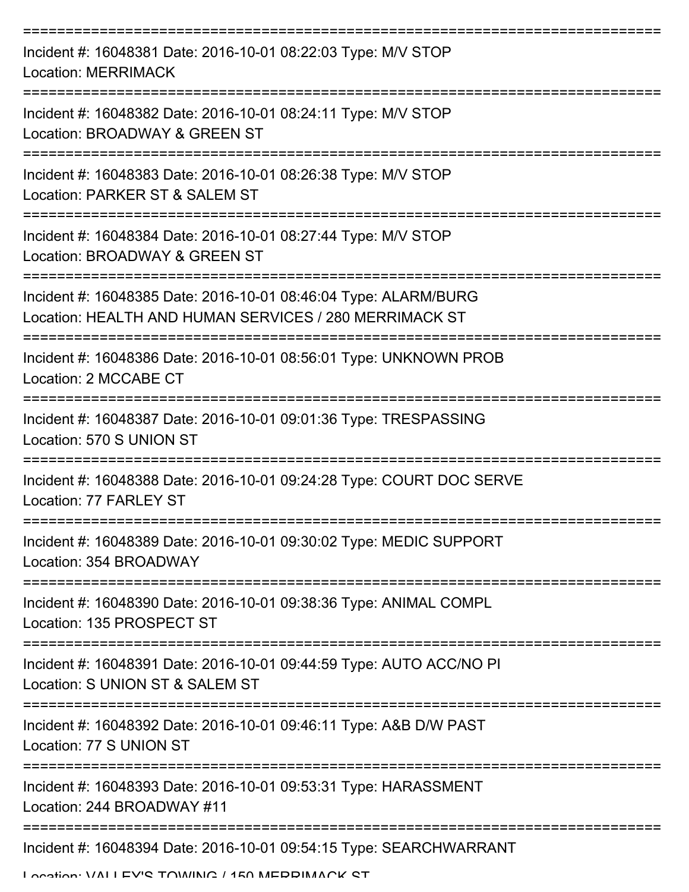===========================================================================

Incident #: 16048381 Date: 2016-10-01 08:22:03 Type: M/V STOP
Location: MERRIMACK

===========================================================================

Incident #: 16048382 Date: 2016-10-01 08:24:11 Type: M/V STOP
Location: BROADWAY & GREEN ST

===========================================================================

Incident #: 16048383 Date: 2016-10-01 08:26:38 Type: M/V STOP
Location: PARKER ST & SALEM ST

===========================================================================

Incident #: 16048384 Date: 2016-10-01 08:27:44 Type: M/V STOP
Location: BROADWAY & GREEN ST

===========================================================================

Incident #: 16048385 Date: 2016-10-01 08:46:04 Type: ALARM/BURG
Location: HEALTH AND HUMAN SERVICES / 280 MERRIMACK ST

===========================================================================

Incident #: 16048386 Date: 2016-10-01 08:56:01 Type: UNKNOWN PROB
Location: 2 MCCABE CT

===========================================================================

Incident #: 16048387 Date: 2016-10-01 09:01:36 Type: TRESPASSING
Location: 570 S UNION ST

===========================================================================

Incident #: 16048388 Date: 2016-10-01 09:24:28 Type: COURT DOC SERVE
Location: 77 FARLEY ST

===========================================================================

Incident #: 16048389 Date: 2016-10-01 09:30:02 Type: MEDIC SUPPORT
Location: 354 BROADWAY

===========================================================================

Incident #: 16048390 Date: 2016-10-01 09:38:36 Type: ANIMAL COMPL
Location: 135 PROSPECT ST

===========================================================================

Incident #: 16048391 Date: 2016-10-01 09:44:59 Type: AUTO ACC/NO PI
Location: S UNION ST & SALEM ST

===========================================================================

Incident #: 16048392 Date: 2016-10-01 09:46:11 Type: A&B D/W PAST
Location: 77 S UNION ST

===========================================================================

Incident #: 16048393 Date: 2016-10-01 09:53:31 Type: HARASSMENT
Location: 244 BROADWAY #11

===========================================================================

Incident #: 16048394 Date: 2016-10-01 09:54:15 Type: SEARCHWARRANT
Location: VALLEY'S TOWING / 150 MERRIMACK ST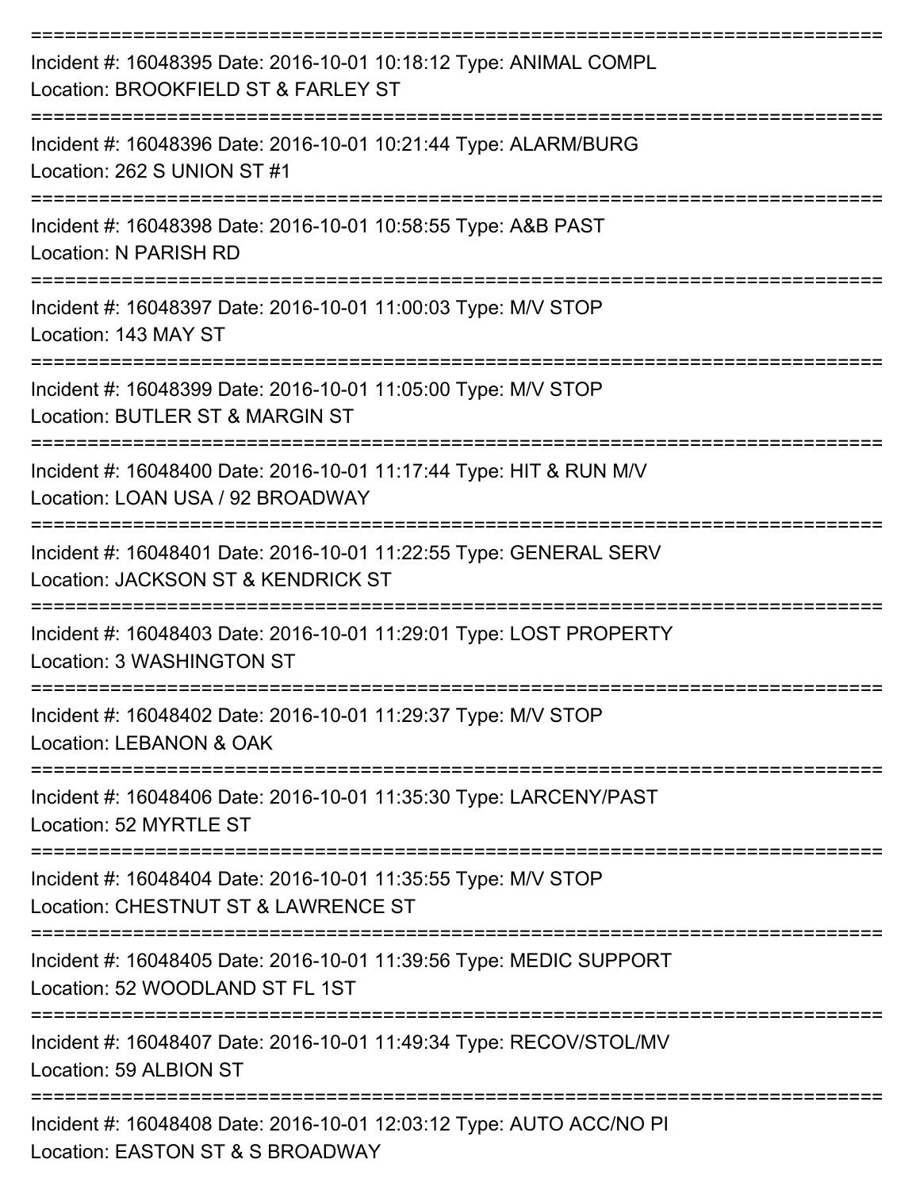===========================================================================

Incident #: 16048395 Date: 2016-10-01 10:18:12 Type: ANIMAL COMPL
Location: BROOKFIELD ST & FARLEY ST

===========================================================================

Incident #: 16048396 Date: 2016-10-01 10:21:44 Type: ALARM/BURG
Location: 262 S UNION ST #1

===========================================================================

Incident #: 16048398 Date: 2016-10-01 10:58:55 Type: A&B PAST
Location: N PARISH RD

===========================================================================

Incident #: 16048397 Date: 2016-10-01 11:00:03 Type: M/V STOP
Location: 143 MAY ST

===========================================================================

Incident #: 16048399 Date: 2016-10-01 11:05:00 Type: M/V STOP
Location: BUTLER ST & MARGIN ST

===========================================================================

Incident #: 16048400 Date: 2016-10-01 11:17:44 Type: HIT & RUN M/V
Location: LOAN USA / 92 BROADWAY

===========================================================================

Incident #: 16048401 Date: 2016-10-01 11:22:55 Type: GENERAL SERV
Location: JACKSON ST & KENDRICK ST

===========================================================================

Incident #: 16048403 Date: 2016-10-01 11:29:01 Type: LOST PROPERTY
Location: 3 WASHINGTON ST

===========================================================================

Incident #: 16048402 Date: 2016-10-01 11:29:37 Type: M/V STOP
Location: LEBANON & OAK

===========================================================================

Incident #: 16048406 Date: 2016-10-01 11:35:30 Type: LARCENY/PAST
Location: 52 MYRTLE ST

===========================================================================

Incident #: 16048404 Date: 2016-10-01 11:35:55 Type: M/V STOP
Location: CHESTNUT ST & LAWRENCE ST

===========================================================================

Incident #: 16048405 Date: 2016-10-01 11:39:56 Type: MEDIC SUPPORT
Location: 52 WOODLAND ST FL 1ST

===========================================================================

Incident #: 16048407 Date: 2016-10-01 11:49:34 Type: RECOV/STOL/MV
Location: 59 ALBION ST

===========================================================================

Incident #: 16048408 Date: 2016-10-01 12:03:12 Type: AUTO ACC/NO PI
Location: EASTON ST & S BROADWAY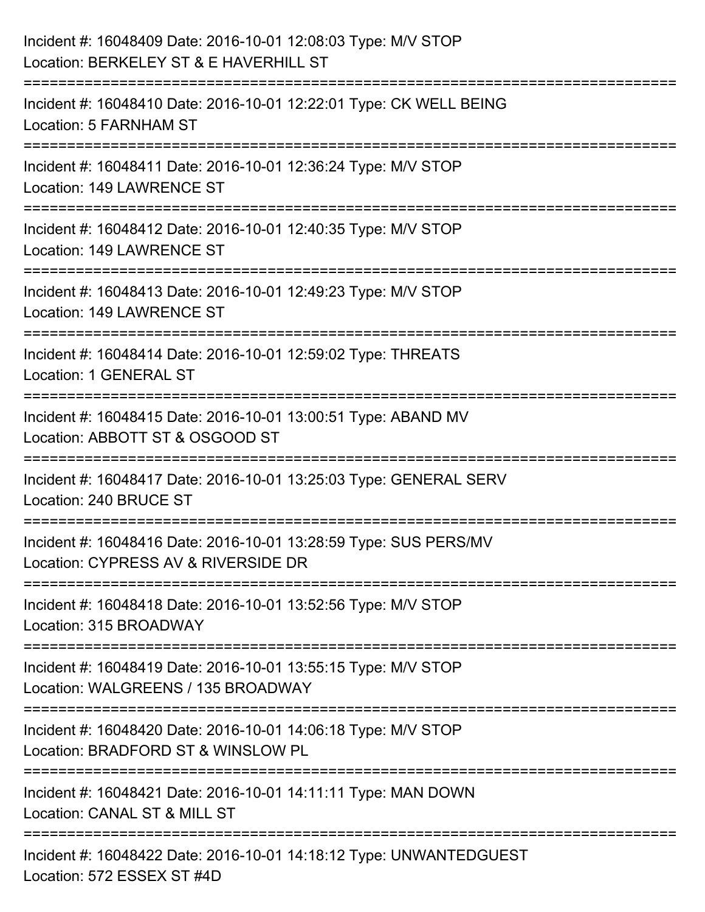Incident #: 16048409 Date: 2016-10-01 12:08:03 Type: M/V STOP
Location: BERKELEY ST & E HAVERHILL ST

===========================================================================

Incident #: 16048410 Date: 2016-10-01 12:22:01 Type: CK WELL BEING
Location: 5 FARNHAM ST

===========================================================================

Incident #: 16048411 Date: 2016-10-01 12:36:24 Type: M/V STOP
Location: 149 LAWRENCE ST

===========================================================================

Incident #: 16048412 Date: 2016-10-01 12:40:35 Type: M/V STOP
Location: 149 LAWRENCE ST

===========================================================================

Incident #: 16048413 Date: 2016-10-01 12:49:23 Type: M/V STOP
Location: 149 LAWRENCE ST

===========================================================================

Incident #: 16048414 Date: 2016-10-01 12:59:02 Type: THREATS
Location: 1 GENERAL ST

===========================================================================

Incident #: 16048415 Date: 2016-10-01 13:00:51 Type: ABAND MV
Location: ABBOTT ST & OSGOOD ST

===========================================================================

Incident #: 16048417 Date: 2016-10-01 13:25:03 Type: GENERAL SERV
Location: 240 BRUCE ST

===========================================================================

Incident #: 16048416 Date: 2016-10-01 13:28:59 Type: SUS PERS/MV
Location: CYPRESS AV & RIVERSIDE DR

===========================================================================

Incident #: 16048418 Date: 2016-10-01 13:52:56 Type: M/V STOP
Location: 315 BROADWAY

===========================================================================

Incident #: 16048419 Date: 2016-10-01 13:55:15 Type: M/V STOP
Location: WALGREENS / 135 BROADWAY

===========================================================================

Incident #: 16048420 Date: 2016-10-01 14:06:18 Type: M/V STOP
Location: BRADFORD ST & WINSLOW PL

===========================================================================

Incident #: 16048421 Date: 2016-10-01 14:11:11 Type: MAN DOWN
Location: CANAL ST & MILL ST

===========================================================================

Incident #: 16048422 Date: 2016-10-01 14:18:12 Type: UNWANTEDGUEST
Location: 572 ESSEX ST #4D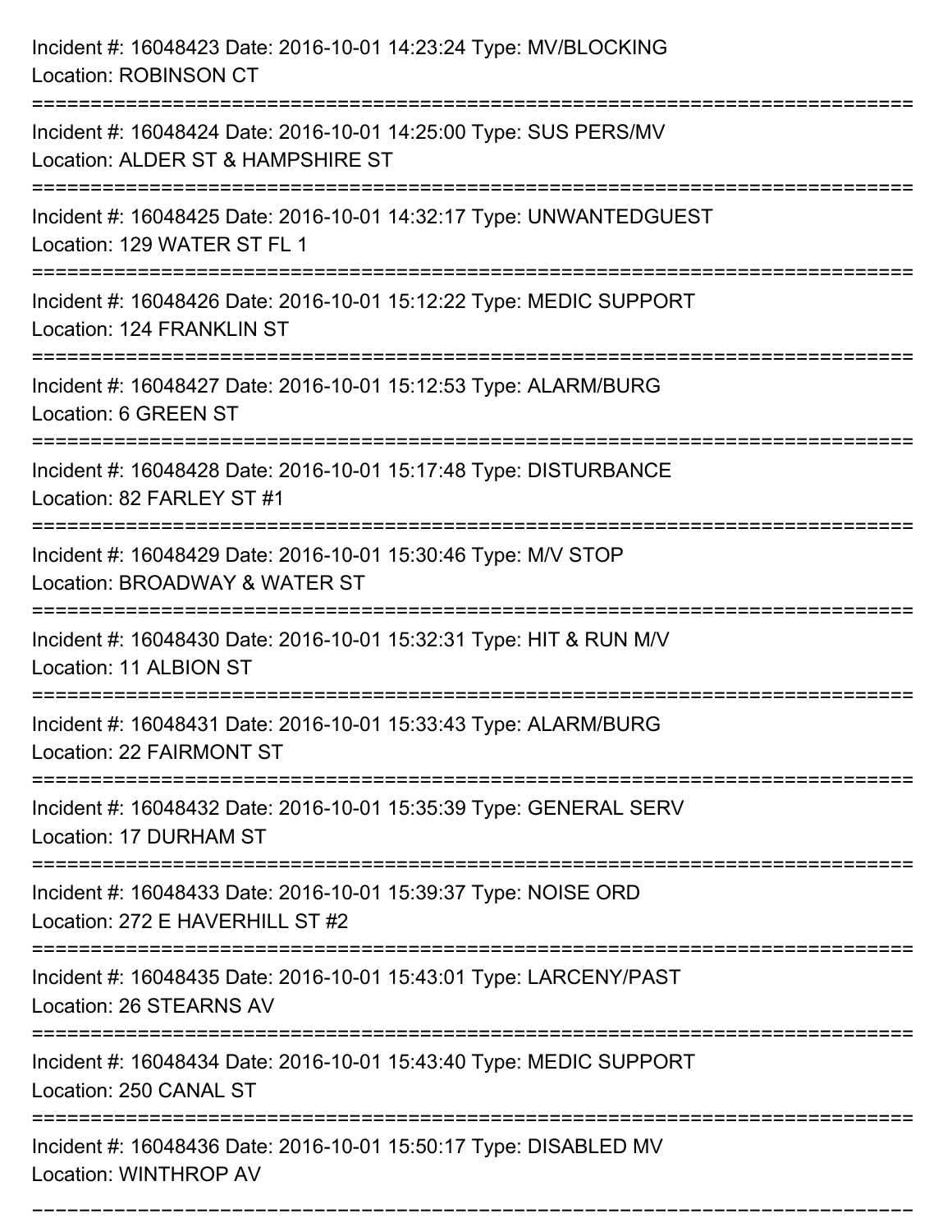Incident #: 16048423 Date: 2016-10-01 14:23:24 Type: MV/BLOCKING
Location: ROBINSON CT

===========================================================================

Incident #: 16048424 Date: 2016-10-01 14:25:00 Type: SUS PERS/MV
Location: ALDER ST & HAMPSHIRE ST

===========================================================================

Incident #: 16048425 Date: 2016-10-01 14:32:17 Type: UNWANTEDGUEST
Location: 129 WATER ST FL 1

===========================================================================

Incident #: 16048426 Date: 2016-10-01 15:12:22 Type: MEDIC SUPPORT
Location: 124 FRANKLIN ST

===========================================================================

Incident #: 16048427 Date: 2016-10-01 15:12:53 Type: ALARM/BURG
Location: 6 GREEN ST

===========================================================================

Incident #: 16048428 Date: 2016-10-01 15:17:48 Type: DISTURBANCE
Location: 82 FARLEY ST #1

===========================================================================

Incident #: 16048429 Date: 2016-10-01 15:30:46 Type: M/V STOP
Location: BROADWAY & WATER ST

===========================================================================

Incident #: 16048430 Date: 2016-10-01 15:32:31 Type: HIT & RUN M/V
Location: 11 ALBION ST

===========================================================================

Incident #: 16048431 Date: 2016-10-01 15:33:43 Type: ALARM/BURG
Location: 22 FAIRMONT ST

===========================================================================

Incident #: 16048432 Date: 2016-10-01 15:35:39 Type: GENERAL SERV
Location: 17 DURHAM ST

===========================================================================

Incident #: 16048433 Date: 2016-10-01 15:39:37 Type: NOISE ORD
Location: 272 E HAVERHILL ST #2

===========================================================================

Incident #: 16048435 Date: 2016-10-01 15:43:01 Type: LARCENY/PAST
Location: 26 STEARNS AV

===========================================================================

Incident #: 16048434 Date: 2016-10-01 15:43:40 Type: MEDIC SUPPORT
Location: 250 CANAL ST

===========================================================================

Incident #: 16048436 Date: 2016-10-01 15:50:17 Type: DISABLED MV
Location: WINTHROP AV

===========================================================================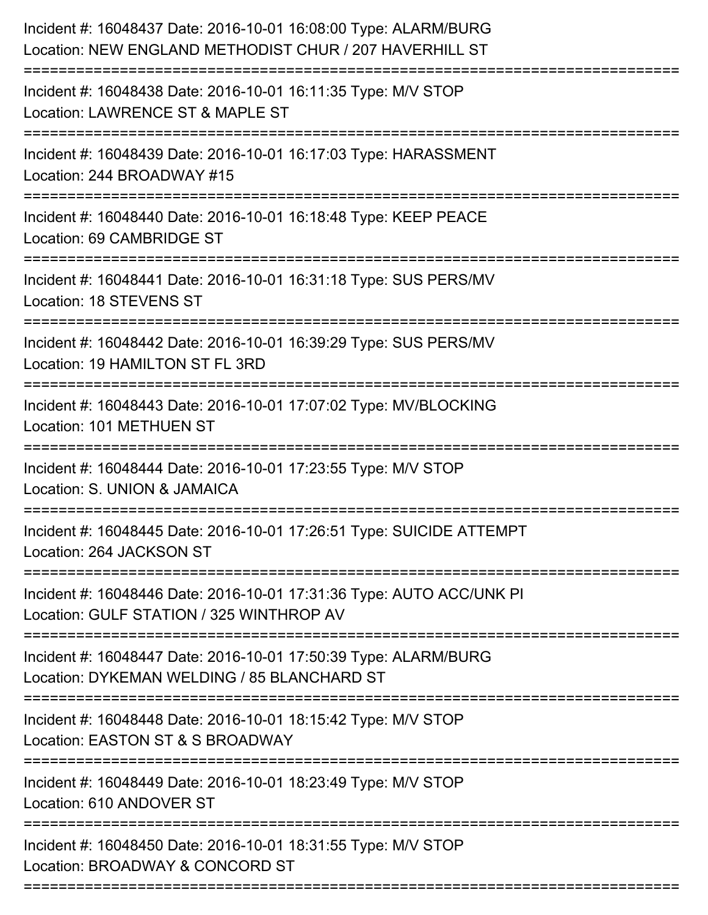Incident #: 16048437 Date: 2016-10-01 16:08:00 Type: ALARM/BURG
Location: NEW ENGLAND METHODIST CHUR / 207 HAVERHILL ST

===========================================================================

Incident #: 16048438 Date: 2016-10-01 16:11:35 Type: M/V STOP
Location: LAWRENCE ST & MAPLE ST

===========================================================================

Incident #: 16048439 Date: 2016-10-01 16:17:03 Type: HARASSMENT
Location: 244 BROADWAY #15

===========================================================================

Incident #: 16048440 Date: 2016-10-01 16:18:48 Type: KEEP PEACE
Location: 69 CAMBRIDGE ST

===========================================================================

Incident #: 16048441 Date: 2016-10-01 16:31:18 Type: SUS PERS/MV
Location: 18 STEVENS ST

===========================================================================

Incident #: 16048442 Date: 2016-10-01 16:39:29 Type: SUS PERS/MV
Location: 19 HAMILTON ST FL 3RD

===========================================================================

Incident #: 16048443 Date: 2016-10-01 17:07:02 Type: MV/BLOCKING
Location: 101 METHUEN ST

===========================================================================

Incident #: 16048444 Date: 2016-10-01 17:23:55 Type: M/V STOP
Location: S. UNION & JAMAICA

===========================================================================

Incident #: 16048445 Date: 2016-10-01 17:26:51 Type: SUICIDE ATTEMPT
Location: 264 JACKSON ST

===========================================================================

Incident #: 16048446 Date: 2016-10-01 17:31:36 Type: AUTO ACC/UNK PI
Location: GULF STATION / 325 WINTHROP AV

===========================================================================

Incident #: 16048447 Date: 2016-10-01 17:50:39 Type: ALARM/BURG
Location: DYKEMAN WELDING / 85 BLANCHARD ST

===========================================================================

Incident #: 16048448 Date: 2016-10-01 18:15:42 Type: M/V STOP
Location: EASTON ST & S BROADWAY

===========================================================================

Incident #: 16048449 Date: 2016-10-01 18:23:49 Type: M/V STOP
Location: 610 ANDOVER ST

===========================================================================

Incident #: 16048450 Date: 2016-10-01 18:31:55 Type: M/V STOP
Location: BROADWAY & CONCORD ST

===========================================================================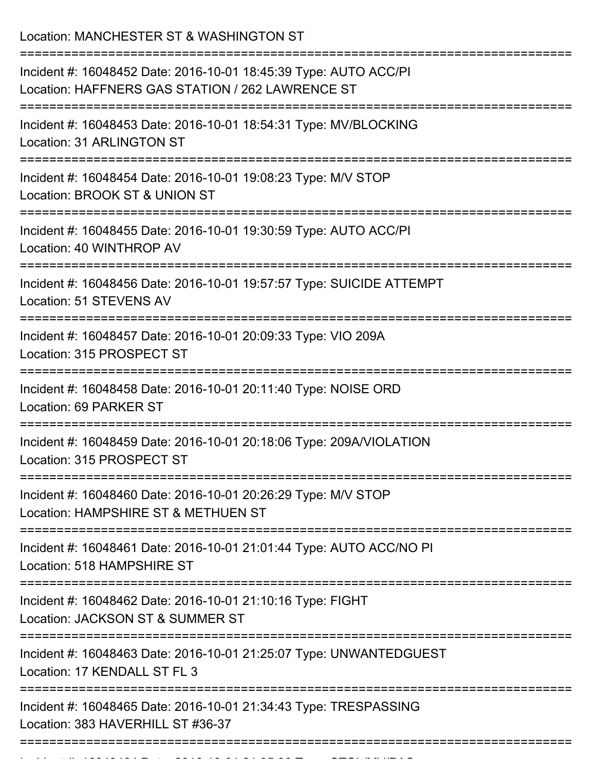Location: MANCHESTER ST & WASHINGTON ST

===========================================================================

Incident #: 16048452 Date: 2016-10-01 18:45:39 Type: AUTO ACC/PI
Location: HAFFNERS GAS STATION / 262 LAWRENCE ST

===========================================================================

Incident #: 16048453 Date: 2016-10-01 18:54:31 Type: MV/BLOCKING
Location: 31 ARLINGTON ST

===========================================================================

Incident #: 16048454 Date: 2016-10-01 19:08:23 Type: M/V STOP
Location: BROOK ST & UNION ST

===========================================================================

Incident #: 16048455 Date: 2016-10-01 19:30:59 Type: AUTO ACC/PI
Location: 40 WINTHROP AV

===========================================================================

Incident #: 16048456 Date: 2016-10-01 19:57:57 Type: SUICIDE ATTEMPT
Location: 51 STEVENS AV

===========================================================================

Incident #: 16048457 Date: 2016-10-01 20:09:33 Type: VIO 209A
Location: 315 PROSPECT ST

===========================================================================

Incident #: 16048458 Date: 2016-10-01 20:11:40 Type: NOISE ORD
Location: 69 PARKER ST

===========================================================================

Incident #: 16048459 Date: 2016-10-01 20:18:06 Type: 209A/VIOLATION
Location: 315 PROSPECT ST

===========================================================================

Incident #: 16048460 Date: 2016-10-01 20:26:29 Type: M/V STOP
Location: HAMPSHIRE ST & METHUEN ST

===========================================================================

Incident #: 16048461 Date: 2016-10-01 21:01:44 Type: AUTO ACC/NO PI
Location: 518 HAMPSHIRE ST

===========================================================================

Incident #: 16048462 Date: 2016-10-01 21:10:16 Type: FIGHT
Location: JACKSON ST & SUMMER ST

===========================================================================

Incident #: 16048463 Date: 2016-10-01 21:25:07 Type: UNWANTEDGUEST
Location: 17 KENDALL ST FL 3

===========================================================================

Incident #: 16048465 Date: 2016-10-01 21:34:43 Type: TRESPASSING
Location: 383 HAVERHILL ST #36-37

===========================================================================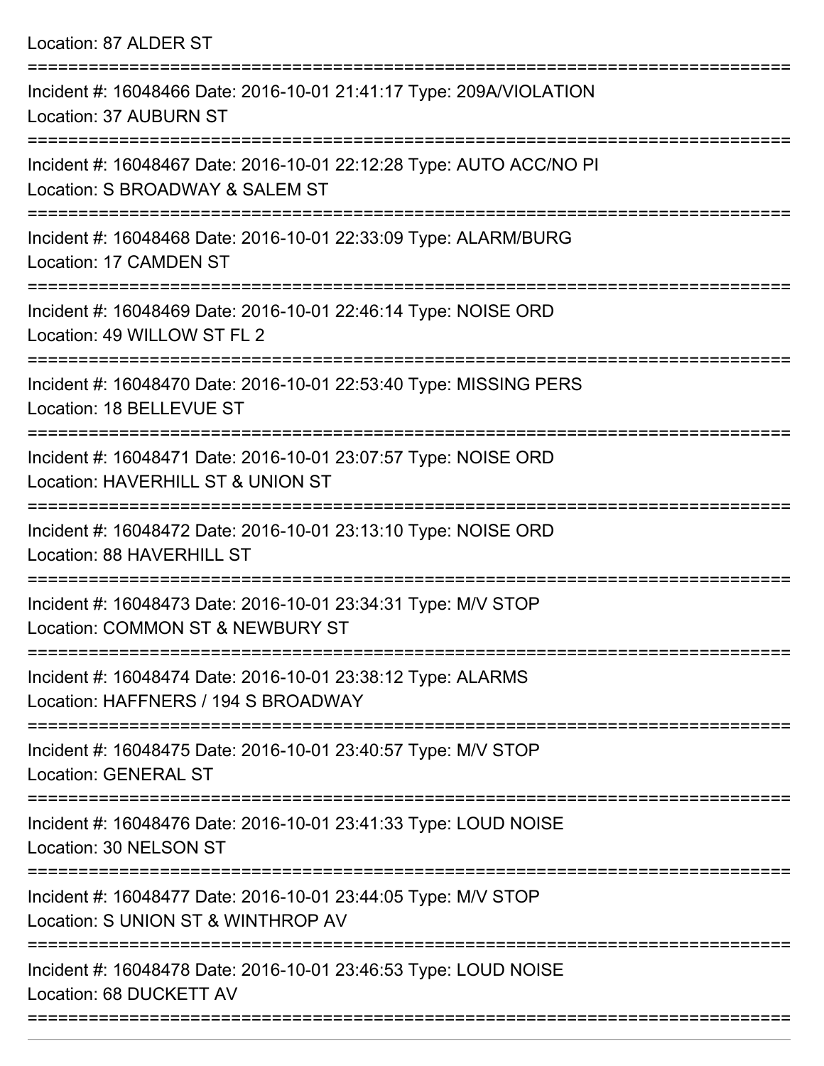Location: 87 ALDER ST

===========================================================================

Incident #: 16048466 Date: 2016-10-01 21:41:17 Type: 209A/VIOLATION
Location: 37 AUBURN ST

===========================================================================

Incident #: 16048467 Date: 2016-10-01 22:12:28 Type: AUTO ACC/NO PI
Location: S BROADWAY & SALEM ST

===========================================================================

Incident #: 16048468 Date: 2016-10-01 22:33:09 Type: ALARM/BURG
Location: 17 CAMDEN ST

===========================================================================

Incident #: 16048469 Date: 2016-10-01 22:46:14 Type: NOISE ORD
Location: 49 WILLOW ST FL 2

===========================================================================

Incident #: 16048470 Date: 2016-10-01 22:53:40 Type: MISSING PERS
Location: 18 BELLEVUE ST

===========================================================================

Incident #: 16048471 Date: 2016-10-01 23:07:57 Type: NOISE ORD
Location: HAVERHILL ST & UNION ST

===========================================================================

Incident #: 16048472 Date: 2016-10-01 23:13:10 Type: NOISE ORD
Location: 88 HAVERHILL ST

===========================================================================

Incident #: 16048473 Date: 2016-10-01 23:34:31 Type: M/V STOP
Location: COMMON ST & NEWBURY ST

===========================================================================

Incident #: 16048474 Date: 2016-10-01 23:38:12 Type: ALARMS
Location: HAFFNERS / 194 S BROADWAY

===========================================================================

Incident #: 16048475 Date: 2016-10-01 23:40:57 Type: M/V STOP
Location: GENERAL ST

===========================================================================

Incident #: 16048476 Date: 2016-10-01 23:41:33 Type: LOUD NOISE
Location: 30 NELSON ST

===========================================================================

Incident #: 16048477 Date: 2016-10-01 23:44:05 Type: M/V STOP
Location: S UNION ST & WINTHROP AV

===========================================================================

Incident #: 16048478 Date: 2016-10-01 23:46:53 Type: LOUD NOISE
Location: 68 DUCKETT AV

===========================================================================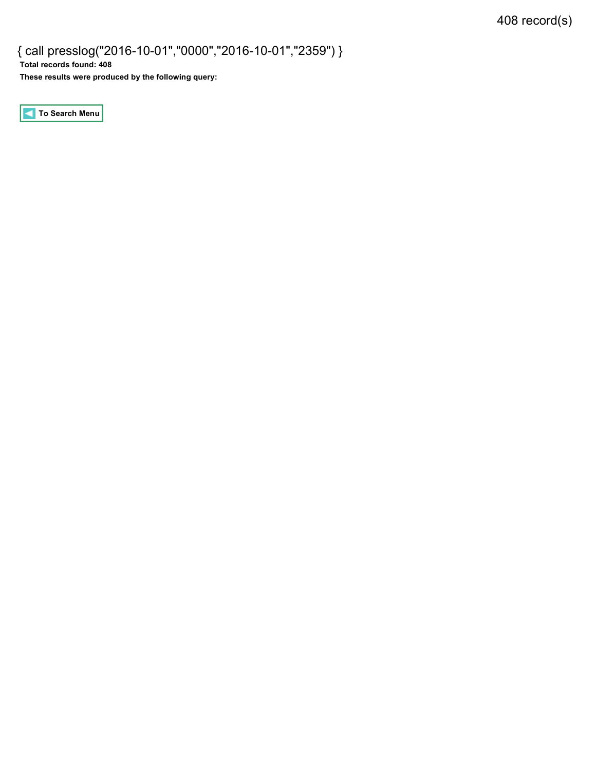408 record(s)

{ call presslog("2016-10-01","0000","2016-10-01","2359") }

**Total records found: 408**

**These results were produced by the following query:**

**To Search Menu**